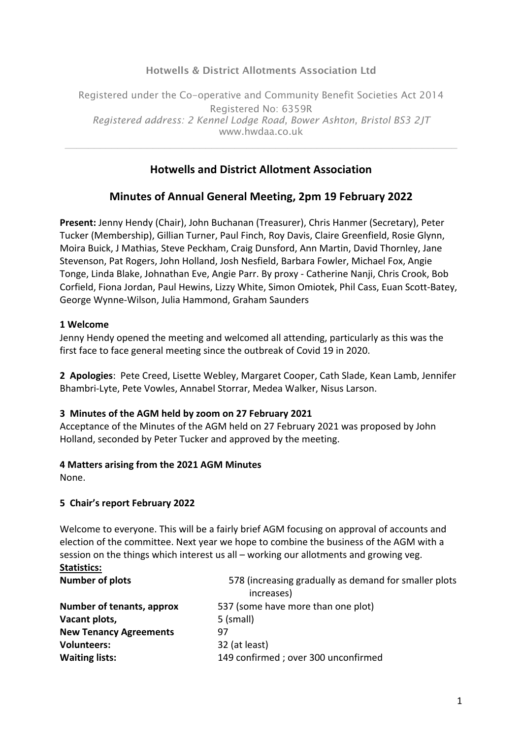Hotwells & District Allotments Association Ltd

Registered under the Co-operative and Community Benefit Societies Act 2014
Registered No: 6359R
*Registered address: 2 Kennel Lodge Road, Bower Ashton, Bristol BS3 2JT*
www.hwdaa.co.uk

---

## Hotwells and District Allotment Association

## Minutes of Annual General Meeting, 2pm 19 February 2022

**Present:** Jenny Hendy (Chair), John Buchanan (Treasurer), Chris Hanmer (Secretary), Peter Tucker (Membership), Gillian Turner, Paul Finch, Roy Davis, Claire Greenfield, Rosie Glynn, Moira Buick, J Mathias, Steve Peckham, Craig Dunsford, Ann Martin, David Thornley, Jane Stevenson, Pat Rogers, John Holland, Josh Nesfield, Barbara Fowler, Michael Fox, Angie Tonge, Linda Blake, Johnathan Eve, Angie Parr. By proxy - Catherine Nanji, Chris Crook, Bob Corfield, Fiona Jordan, Paul Hewins, Lizzy White, Simon Omiotek, Phil Cass, Euan Scott-Batey, George Wynne-Wilson, Julia Hammond, Graham Saunders

### 1 Welcome

Jenny Hendy opened the meeting and welcomed all attending, particularly as this was the first face to face general meeting since the outbreak of Covid 19 in 2020.

**2 Apologies**: Pete Creed, Lisette Webley, Margaret Cooper, Cath Slade, Kean Lamb, Jennifer Bhambri-Lyte, Pete Vowles, Annabel Storrar, Medea Walker, Nisus Larson.

### 3 Minutes of the AGM held by zoom on 27 February 2021

Acceptance of the Minutes of the AGM held on 27 February 2021 was proposed by John Holland, seconded by Peter Tucker and approved by the meeting.

### 4 Matters arising from the 2021 AGM Minutes

None.

### 5 Chair's report February 2022

Welcome to everyone. This will be a fairly brief AGM focusing on approval of accounts and election of the committee. Next year we hope to combine the business of the AGM with a session on the things which interest us all – working our allotments and growing veg.

**Statistics:**

| | |
|---|---|
| **Number of plots** | 578 (increasing gradually as demand for smaller plots increases) |
| **Number of tenants, approx** | 537 (some have more than one plot) |
| **Vacant plots,** | 5 (small) |
| **New Tenancy Agreements** | 97 |
| **Volunteers:** | 32 (at least) |
| **Waiting lists:** | 149 confirmed ; over 300 unconfirmed |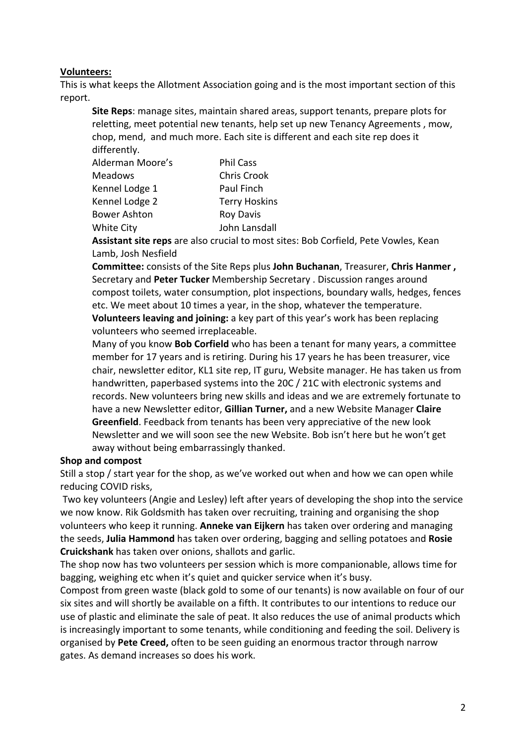**Volunteers:**

This is what keeps the Allotment Association going and is the most important section of this report.

**Site Reps**: manage sites, maintain shared areas, support tenants, prepare plots for reletting, meet potential new tenants, help set up new Tenancy Agreements , mow, chop, mend, and much more. Each site is different and each site rep does it differently.

| | |
|---|---|
| Alderman Moore's | Phil Cass |
| Meadows | Chris Crook |
| Kennel Lodge 1 | Paul Finch |
| Kennel Lodge 2 | Terry Hoskins |
| Bower Ashton | Roy Davis |
| White City | John Lansdall |

**Assistant site reps** are also crucial to most sites: Bob Corfield, Pete Vowles, Kean Lamb, Josh Nesfield

**Committee:** consists of the Site Reps plus **John Buchanan**, Treasurer, **Chris Hanmer ,** Secretary and **Peter Tucker** Membership Secretary . Discussion ranges around compost toilets, water consumption, plot inspections, boundary walls, hedges, fences etc. We meet about 10 times a year, in the shop, whatever the temperature.

**Volunteers leaving and joining:** a key part of this year's work has been replacing volunteers who seemed irreplaceable.

Many of you know **Bob Corfield** who has been a tenant for many years, a committee member for 17 years and is retiring. During his 17 years he has been treasurer, vice chair, newsletter editor, KL1 site rep, IT guru, Website manager. He has taken us from handwritten, paperbased systems into the 20C / 21C with electronic systems and records. New volunteers bring new skills and ideas and we are extremely fortunate to have a new Newsletter editor, **Gillian Turner,** and a new Website Manager **Claire Greenfield**. Feedback from tenants has been very appreciative of the new look Newsletter and we will soon see the new Website. Bob isn't here but he won't get away without being embarrassingly thanked.

**Shop and compost**

Still a stop / start year for the shop, as we've worked out when and how we can open while reducing COVID risks,

Two key volunteers (Angie and Lesley) left after years of developing the shop into the service we now know. Rik Goldsmith has taken over recruiting, training and organising the shop volunteers who keep it running. **Anneke van Eijkern** has taken over ordering and managing the seeds, **Julia Hammond** has taken over ordering, bagging and selling potatoes and **Rosie Cruickshank** has taken over onions, shallots and garlic.

The shop now has two volunteers per session which is more companionable, allows time for bagging, weighing etc when it's quiet and quicker service when it's busy.

Compost from green waste (black gold to some of our tenants) is now available on four of our six sites and will shortly be available on a fifth. It contributes to our intentions to reduce our use of plastic and eliminate the sale of peat. It also reduces the use of animal products which is increasingly important to some tenants, while conditioning and feeding the soil. Delivery is organised by **Pete Creed,** often to be seen guiding an enormous tractor through narrow gates. As demand increases so does his work.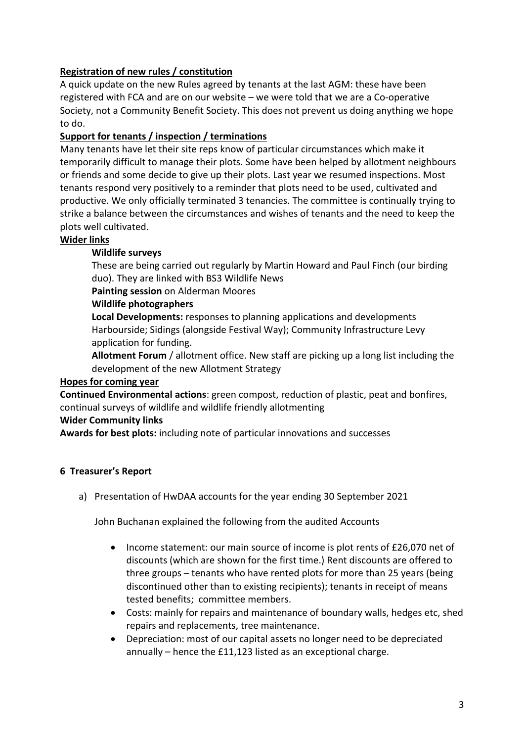**Registration of new rules / constitution**

A quick update on the new Rules agreed by tenants at the last AGM: these have been registered with FCA and are on our website – we were told that we are a Co-operative Society, not a Community Benefit Society. This does not prevent us doing anything we hope to do.

**Support for tenants / inspection / terminations**

Many tenants have let their site reps know of particular circumstances which make it temporarily difficult to manage their plots. Some have been helped by allotment neighbours or friends and some decide to give up their plots. Last year we resumed inspections. Most tenants respond very positively to a reminder that plots need to be used, cultivated and productive. We only officially terminated 3 tenancies. The committee is continually trying to strike a balance between the circumstances and wishes of tenants and the need to keep the plots well cultivated.

**Wider links**

**Wildlife surveys**

These are being carried out regularly by Martin Howard and Paul Finch (our birding duo). They are linked with BS3 Wildlife News

**Painting session** on Alderman Moores

**Wildlife photographers**

**Local Developments:** responses to planning applications and developments Harbourside; Sidings (alongside Festival Way); Community Infrastructure Levy application for funding.

**Allotment Forum** / allotment office. New staff are picking up a long list including the development of the new Allotment Strategy

**Hopes for coming year**

**Continued Environmental actions**: green compost, reduction of plastic, peat and bonfires, continual surveys of wildlife and wildlife friendly allotmenting

**Wider Community links**

**Awards for best plots:** including note of particular innovations and successes

## 6 Treasurer's Report

a) Presentation of HwDAA accounts for the year ending 30 September 2021

John Buchanan explained the following from the audited Accounts

- Income statement: our main source of income is plot rents of £26,070 net of discounts (which are shown for the first time.) Rent discounts are offered to three groups – tenants who have rented plots for more than 25 years (being discontinued other than to existing recipients); tenants in receipt of means tested benefits; committee members.
- Costs: mainly for repairs and maintenance of boundary walls, hedges etc, shed repairs and replacements, tree maintenance.
- Depreciation: most of our capital assets no longer need to be depreciated annually – hence the £11,123 listed as an exceptional charge.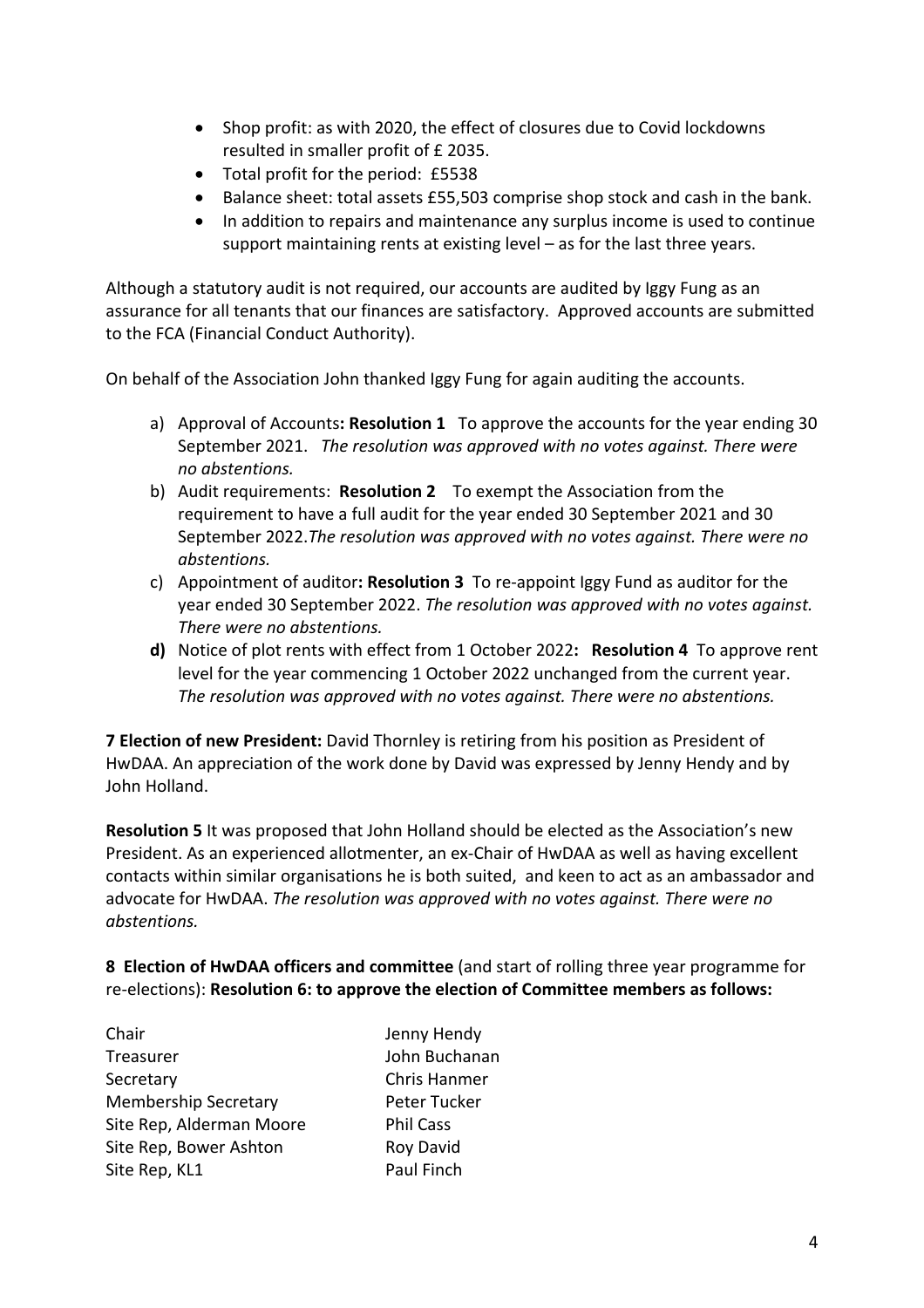- Shop profit: as with 2020, the effect of closures due to Covid lockdowns resulted in smaller profit of £ 2035.
- Total profit for the period: £5538
- Balance sheet: total assets £55,503 comprise shop stock and cash in the bank.
- In addition to repairs and maintenance any surplus income is used to continue support maintaining rents at existing level – as for the last three years.

Although a statutory audit is not required, our accounts are audited by Iggy Fung as an assurance for all tenants that our finances are satisfactory. Approved accounts are submitted to the FCA (Financial Conduct Authority).

On behalf of the Association John thanked Iggy Fung for again auditing the accounts.

a) Approval of Accounts**: Resolution 1** To approve the accounts for the year ending 30 September 2021. *The resolution was approved with no votes against. There were no abstentions.*
b) Audit requirements: **Resolution 2** To exempt the Association from the requirement to have a full audit for the year ended 30 September 2021 and 30 September 2022.*The resolution was approved with no votes against. There were no abstentions.*
c) Appointment of auditor**: Resolution 3** To re-appoint Iggy Fund as auditor for the year ended 30 September 2022. *The resolution was approved with no votes against. There were no abstentions.*
**d)** Notice of plot rents with effect from 1 October 2022**: Resolution 4** To approve rent level for the year commencing 1 October 2022 unchanged from the current year. *The resolution was approved with no votes against. There were no abstentions.*

**7 Election of new President:** David Thornley is retiring from his position as President of HwDAA. An appreciation of the work done by David was expressed by Jenny Hendy and by John Holland.

**Resolution 5** It was proposed that John Holland should be elected as the Association's new President. As an experienced allotmenter, an ex-Chair of HwDAA as well as having excellent contacts within similar organisations he is both suited, and keen to act as an ambassador and advocate for HwDAA. *The resolution was approved with no votes against. There were no abstentions.*

**8 Election of HwDAA officers and committee** (and start of rolling three year programme for re-elections): **Resolution 6: to approve the election of Committee members as follows:**

| | |
|---|---|
| Chair | Jenny Hendy |
| Treasurer | John Buchanan |
| Secretary | Chris Hanmer |
| Membership Secretary | Peter Tucker |
| Site Rep, Alderman Moore | Phil Cass |
| Site Rep, Bower Ashton | Roy David |
| Site Rep, KL1 | Paul Finch |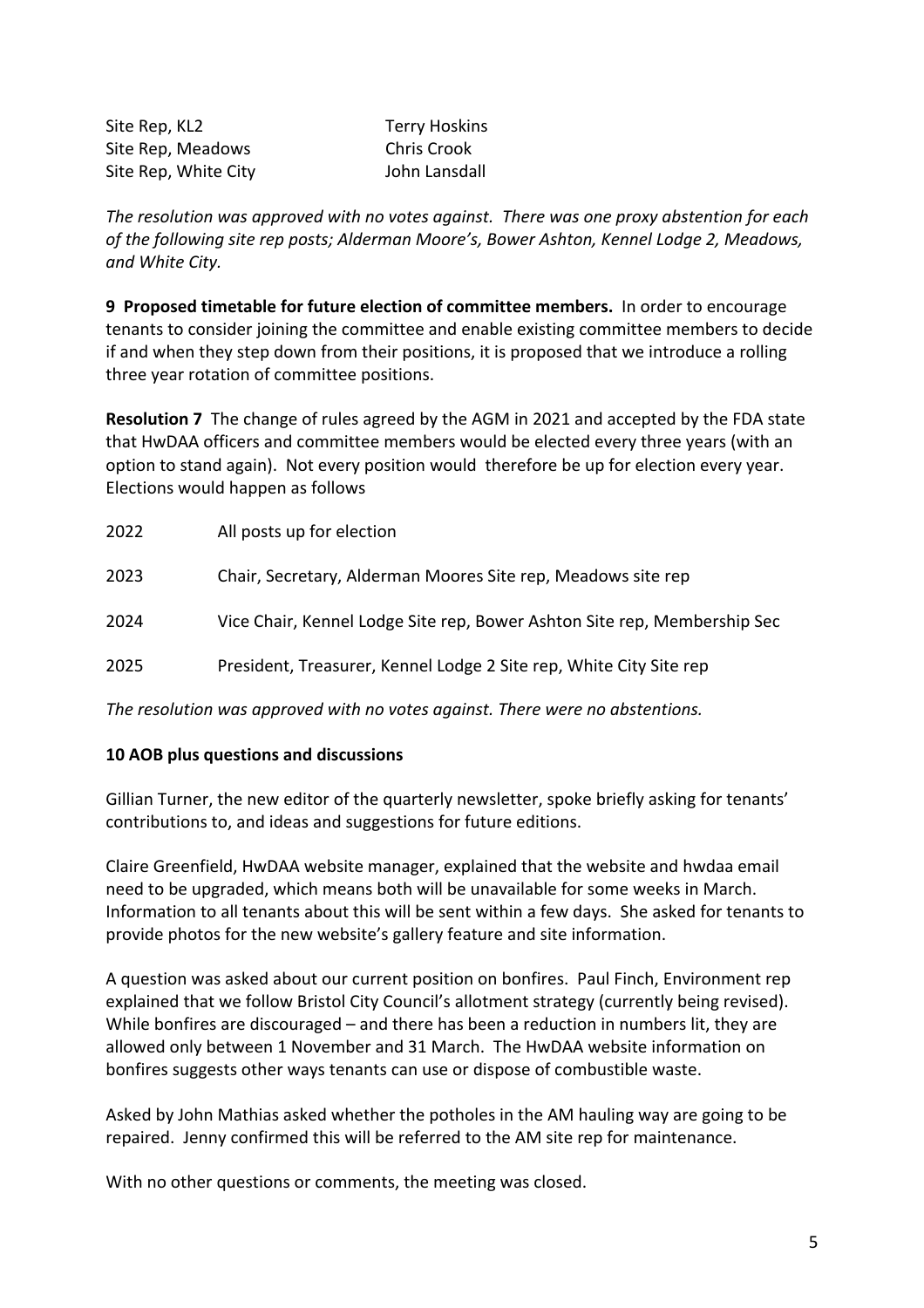| | |
|---|---|
| Site Rep, KL2 | Terry Hoskins |
| Site Rep, Meadows | Chris Crook |
| Site Rep, White City | John Lansdall |

*The resolution was approved with no votes against. There was one proxy abstention for each of the following site rep posts; Alderman Moore's, Bower Ashton, Kennel Lodge 2, Meadows, and White City.*

**9 Proposed timetable for future election of committee members.** In order to encourage tenants to consider joining the committee and enable existing committee members to decide if and when they step down from their positions, it is proposed that we introduce a rolling three year rotation of committee positions.

**Resolution 7** The change of rules agreed by the AGM in 2021 and accepted by the FDA state that HwDAA officers and committee members would be elected every three years (with an option to stand again). Not every position would therefore be up for election every year. Elections would happen as follows

| | |
|---|---|
| 2022 | All posts up for election |
| 2023 | Chair, Secretary, Alderman Moores Site rep, Meadows site rep |
| 2024 | Vice Chair, Kennel Lodge Site rep, Bower Ashton Site rep, Membership Sec |
| 2025 | President, Treasurer, Kennel Lodge 2 Site rep, White City Site rep |

*The resolution was approved with no votes against. There were no abstentions.*

**10 AOB plus questions and discussions**

Gillian Turner, the new editor of the quarterly newsletter, spoke briefly asking for tenants' contributions to, and ideas and suggestions for future editions.

Claire Greenfield, HwDAA website manager, explained that the website and hwdaa email need to be upgraded, which means both will be unavailable for some weeks in March. Information to all tenants about this will be sent within a few days. She asked for tenants to provide photos for the new website's gallery feature and site information.

A question was asked about our current position on bonfires. Paul Finch, Environment rep explained that we follow Bristol City Council's allotment strategy (currently being revised). While bonfires are discouraged – and there has been a reduction in numbers lit, they are allowed only between 1 November and 31 March. The HwDAA website information on bonfires suggests other ways tenants can use or dispose of combustible waste.

Asked by John Mathias asked whether the potholes in the AM hauling way are going to be repaired. Jenny confirmed this will be referred to the AM site rep for maintenance.

With no other questions or comments, the meeting was closed.